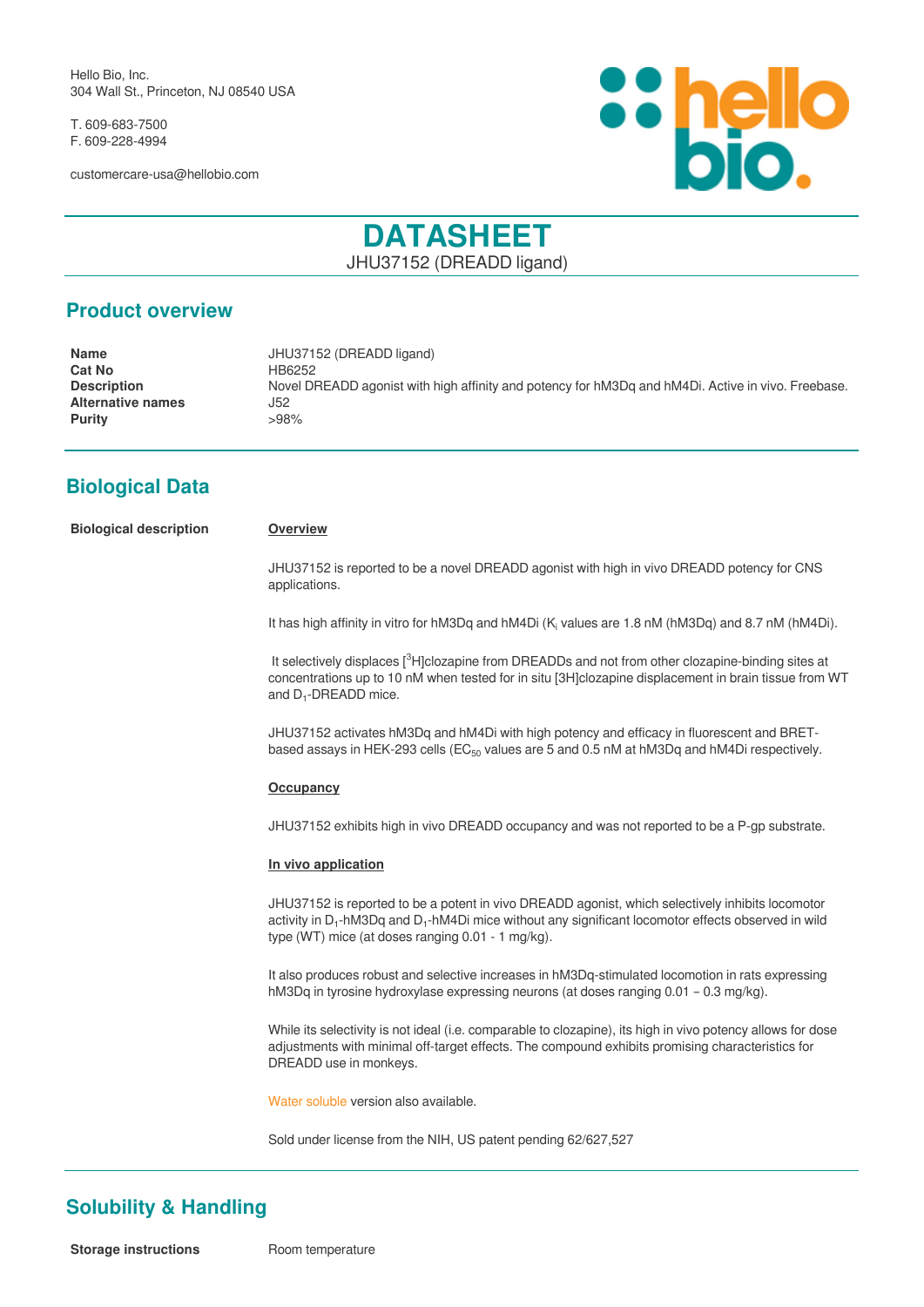Hello Bio, Inc.
304 Wall St., Princeton, NJ 08540 USA

T. 609-683-7500
F. 609-228-4994

customercare-usa@hellobio.com

# DATASHEET

JHU37152 (DREADD ligand)

## Product overview

| | |
|---|---|
| **Name** | JHU37152 (DREADD ligand) |
| **Cat No** | HB6252 |
| **Description** | Novel DREADD agonist with high affinity and potency for hM3Dq and hM4Di. Active in vivo. Freebase. |
| **Alternative names** | J52 |
| **Purity** | >98% |

## Biological Data

**Biological description**

**Overview**

JHU37152 is reported to be a novel DREADD agonist with high in vivo DREADD potency for CNS applications.

It has high affinity in vitro for hM3Dq and hM4Di ($K_i$ values are 1.8 nM (hM3Dq) and 8.7 nM (hM4Di).

It selectively displaces [$^3$H]clozapine from DREADDs and not from other clozapine-binding sites at concentrations up to 10 nM when tested for in situ [3H]clozapine displacement in brain tissue from WT and $D_1$-DREADD mice.

JHU37152 activates hM3Dq and hM4Di with high potency and efficacy in fluorescent and BRET-based assays in HEK-293 cells ($EC_{50}$ values are 5 and 0.5 nM at hM3Dq and hM4Di respectively.

**Occupancy**

JHU37152 exhibits high in vivo DREADD occupancy and was not reported to be a P-gp substrate.

**In vivo application**

JHU37152 is reported to be a potent in vivo DREADD agonist, which selectively inhibits locomotor activity in $D_1$-hM3Dq and $D_1$-hM4Di mice without any significant locomotor effects observed in wild type (WT) mice (at doses ranging 0.01 - 1 mg/kg).

It also produces robust and selective increases in hM3Dq-stimulated locomotion in rats expressing hM3Dq in tyrosine hydroxylase expressing neurons (at doses ranging 0.01 – 0.3 mg/kg).

While its selectivity is not ideal (i.e. comparable to clozapine), its high in vivo potency allows for dose adjustments with minimal off-target effects. The compound exhibits promising characteristics for DREADD use in monkeys.

Water soluble version also available.

Sold under license from the NIH, US patent pending 62/627,527

## Solubility & Handling

**Storage instructions** Room temperature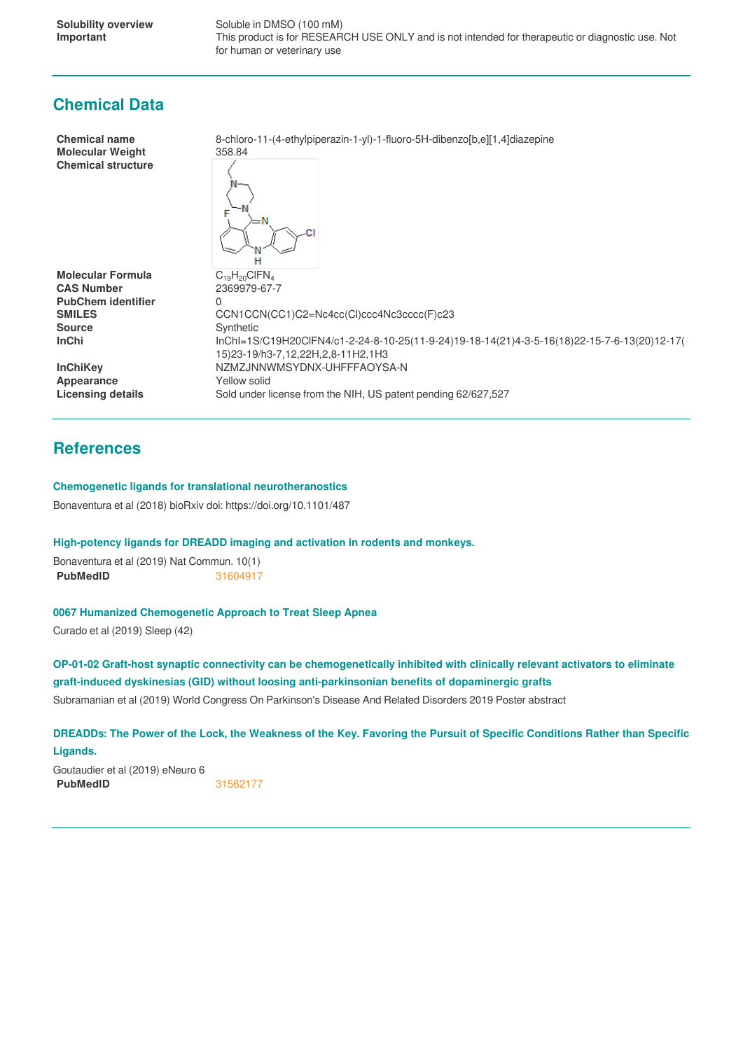| | |
|---|---|
| **Solubility overview** | Soluble in DMSO (100 mM) |
| **Important** | This product is for RESEARCH USE ONLY and is not intended for therapeutic or diagnostic use. Not for human or veterinary use |

## Chemical Data

| | |
|---|---|
| **Chemical name** | 8-chloro-11-(4-ethylpiperazin-1-yl)-1-fluoro-5H-dibenzo[b,e][1,4]diazepine |
| **Molecular Weight** | 358.84 |
| **Chemical structure** | |
| **Molecular Formula** | $C_{19}H_{20}ClFN_4$ |
| **CAS Number** | 2369979-67-7 |
| **PubChem identifier** | 0 |
| **SMILES** | CCN1CCN(CC1)C2=Nc4cc(Cl)ccc4Nc3cccc(F)c23 |
| **Source** | Synthetic |
| **InChi** | InChI=1S/C19H20ClFN4/c1-2-24-8-10-25(11-9-24)19-18-14(21)4-3-5-16(18)22-15-7-6-13(20)12-17(15)23-19/h3-7,12,22H,2,8-11H2,1H3 |
| **InChiKey** | NZMZJNNWMSYDNX-UHFFFAOYSA-N |
| **Appearance** | Yellow solid |
| **Licensing details** | Sold under license from the NIH, US patent pending 62/627,527 |

## References

**Chemogenetic ligands for translational neurotheranostics**

Bonaventura et al (2018) bioRxiv doi: https://doi.org/10.1101/487

**High-potency ligands for DREADD imaging and activation in rodents and monkeys.**

Bonaventura et al (2019) Nat Commun. 10(1)
**PubMedID** 31604917

**0067 Humanized Chemogenetic Approach to Treat Sleep Apnea**

Curado et al (2019) Sleep (42)

**OP-01-02 Graft-host synaptic connectivity can be chemogenetically inhibited with clinically relevant activators to eliminate graft-induced dyskinesias (GID) without loosing anti-parkinsonian benefits of dopaminergic grafts**

Subramanian et al (2019) World Congress On Parkinson's Disease And Related Disorders 2019 Poster abstract

**DREADDs: The Power of the Lock, the Weakness of the Key. Favoring the Pursuit of Specific Conditions Rather than Specific Ligands.**

Goutaudier et al (2019) eNeuro 6
**PubMedID** 31562177